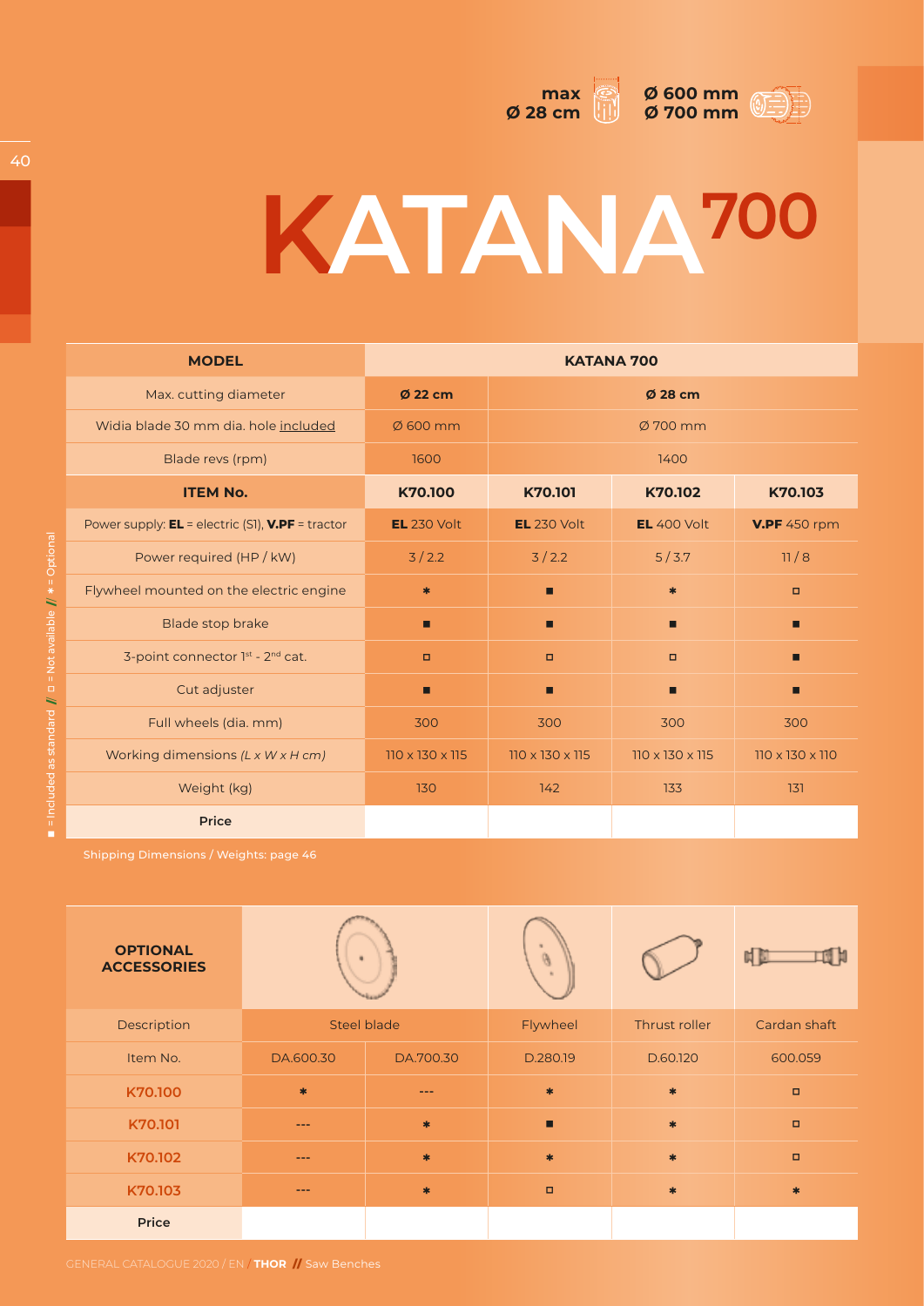max Ø 28 cm

Ø 600 mm
Ø 700 mm

# KATANA 700

| MODEL | KATANA 700 | | | |
|---|---|---|---|---|
| Max. cutting diameter | Ø 22 cm | Ø 28 cm | | |
| Widia blade 30 mm dia. hole included | Ø 600 mm | Ø 700 mm | | |
| Blade revs (rpm) | 1600 | 1400 | | |
| **ITEM No.** | **K70.100** | **K70.101** | **K70.102** | **K70.103** |
| Power supply: **EL** = electric (S1), **V.PF** = tractor | **EL** 230 Volt | **EL** 230 Volt | **EL** 400 Volt | **V.PF** 450 rpm |
| Power required (HP / kW) | 3 / 2.2 | 3 / 2.2 | 5 / 3.7 | 11 / 8 |
| Flywheel mounted on the electric engine | ✱ | ■ | ✱ | □ |
| Blade stop brake | ■ | ■ | ■ | ■ |
| 3-point connector 1st - 2nd cat. | □ | □ | □ | ■ |
| Cut adjuster | ■ | ■ | ■ | ■ |
| Full wheels (dia. mm) | 300 | 300 | 300 | 300 |
| Working dimensions *(L x W x H cm)* | 110 x 130 x 115 | 110 x 130 x 115 | 110 x 130 x 115 | 110 x 130 x 110 |
| Weight (kg) | 130 | 142 | 133 | 131 |
| **Price** | | | | |

■ = Included as standard // □ = Not available // ✱ = Optional

Shipping Dimensions / Weights: page 46

| OPTIONAL ACCESSORIES | | | | | |
|---|---|---|---|---|---|
| Description | Steel blade | | Flywheel | Thrust roller | Cardan shaft |
| Item No. | DA.600.30 | DA.700.30 | D.280.19 | D.60.120 | 600.059 |
| **K70.100** | ✱ | --- | ✱ | ✱ | □ |
| **K70.101** | --- | ✱ | ■ | ✱ | □ |
| **K70.102** | --- | ✱ | ✱ | ✱ | □ |
| **K70.103** | --- | ✱ | □ | ✱ | ✱ |
| **Price** | | | | | |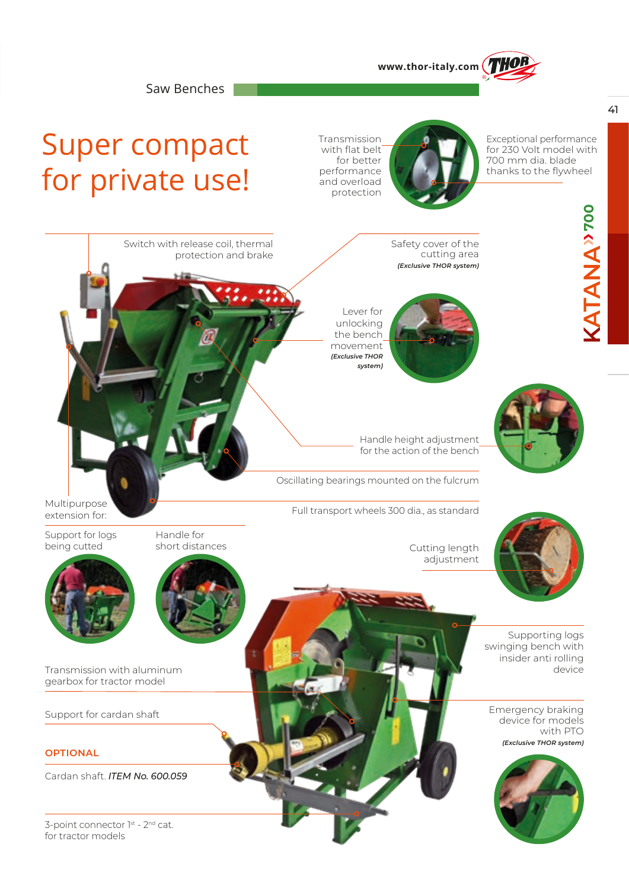Saw Benches

# Super compact for private use!

KATANA 700

Transmission with flat belt for better performance and overload protection

Exceptional performance for 230 Volt model with 700 mm dia. blade thanks to the flywheel

Switch with release coil, thermal protection and brake

Safety cover of the cutting area
*(Exclusive THOR system)*

Lever for unlocking the bench movement
*(Exclusive THOR system)*

Handle height adjustment for the action of the bench

Oscillating bearings mounted on the fulcrum

Full transport wheels 300 dia., as standard

Multipurpose extension for:

Support for logs being cutted

Handle for short distances

Cutting length adjustment

Supporting logs swinging bench with insider anti rolling device

Transmission with aluminum gearbox for tractor model

Emergency braking device for models with PTO
*(Exclusive THOR system)*

Support for cardan shaft

**OPTIONAL**

Cardan shaft. *ITEM No. 600.059*

3-point connector 1st - 2nd cat. for tractor models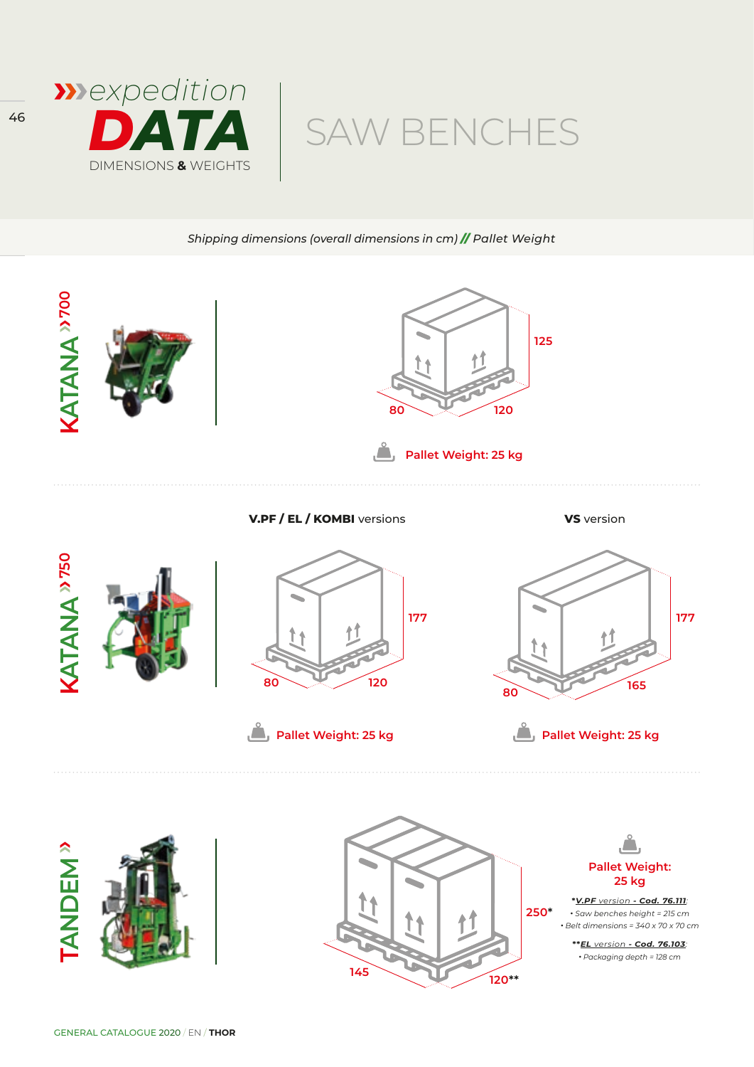# »» expedition DATA

DIMENSIONS & WEIGHTS

# SAW BENCHES

*Shipping dimensions (overall dimensions in cm) // Pallet Weight*

## KATANA »700

125

80

120

Pallet Weight: 25 kg

## KATANA »750

**V.PF / EL / KOMBI** versions

177

80

120

Pallet Weight: 25 kg

**VS** version

177

80

165

Pallet Weight: 25 kg

## TANDEM »

250*

145

120**

Pallet Weight: 25 kg

***V.PF version - Cod. 76.111**:

- Saw benches height = 215 cm
- Belt dimensions = 340 x 70 x 70 cm

****EL version - Cod. 76.103**:

- Packaging depth = 128 cm